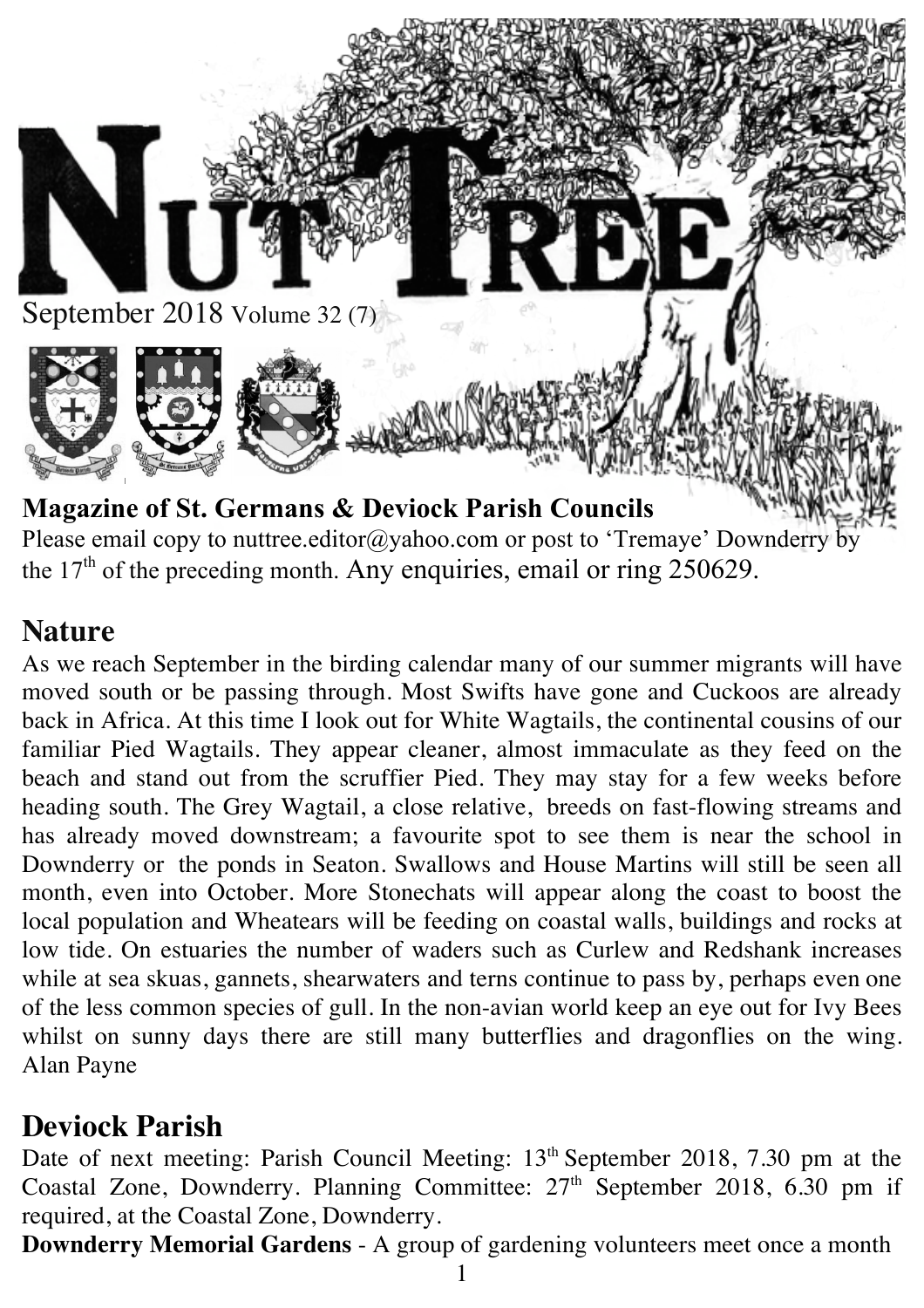# Nut Tree

September 2018 Volume 32 (7)

**Magazine of St. Germans & Deviock Parish Councils**

Please email copy to nuttree.editor@yahoo.com or post to 'Tremaye' Downderry by the 17th of the preceding month. Any enquiries, email or ring 250629.

## Nature

As we reach September in the birding calendar many of our summer migrants will have moved south or be passing through. Most Swifts have gone and Cuckoos are already back in Africa. At this time I look out for White Wagtails, the continental cousins of our familiar Pied Wagtails. They appear cleaner, almost immaculate as they feed on the beach and stand out from the scruffier Pied. They may stay for a few weeks before heading south. The Grey Wagtail, a close relative, breeds on fast-flowing streams and has already moved downstream; a favourite spot to see them is near the school in Downderry or the ponds in Seaton. Swallows and House Martins will still be seen all month, even into October. More Stonechats will appear along the coast to boost the local population and Wheatears will be feeding on coastal walls, buildings and rocks at low tide. On estuaries the number of waders such as Curlew and Redshank increases while at sea skuas, gannets, shearwaters and terns continue to pass by, perhaps even one of the less common species of gull. In the non-avian world keep an eye out for Ivy Bees whilst on sunny days there are still many butterflies and dragonflies on the wing. Alan Payne

## Deviock Parish

Date of next meeting: Parish Council Meeting: 13th September 2018, 7.30 pm at the Coastal Zone, Downderry. Planning Committee: 27th September 2018, 6.30 pm if required, at the Coastal Zone, Downderry.

**Downderry Memorial Gardens** - A group of gardening volunteers meet once a month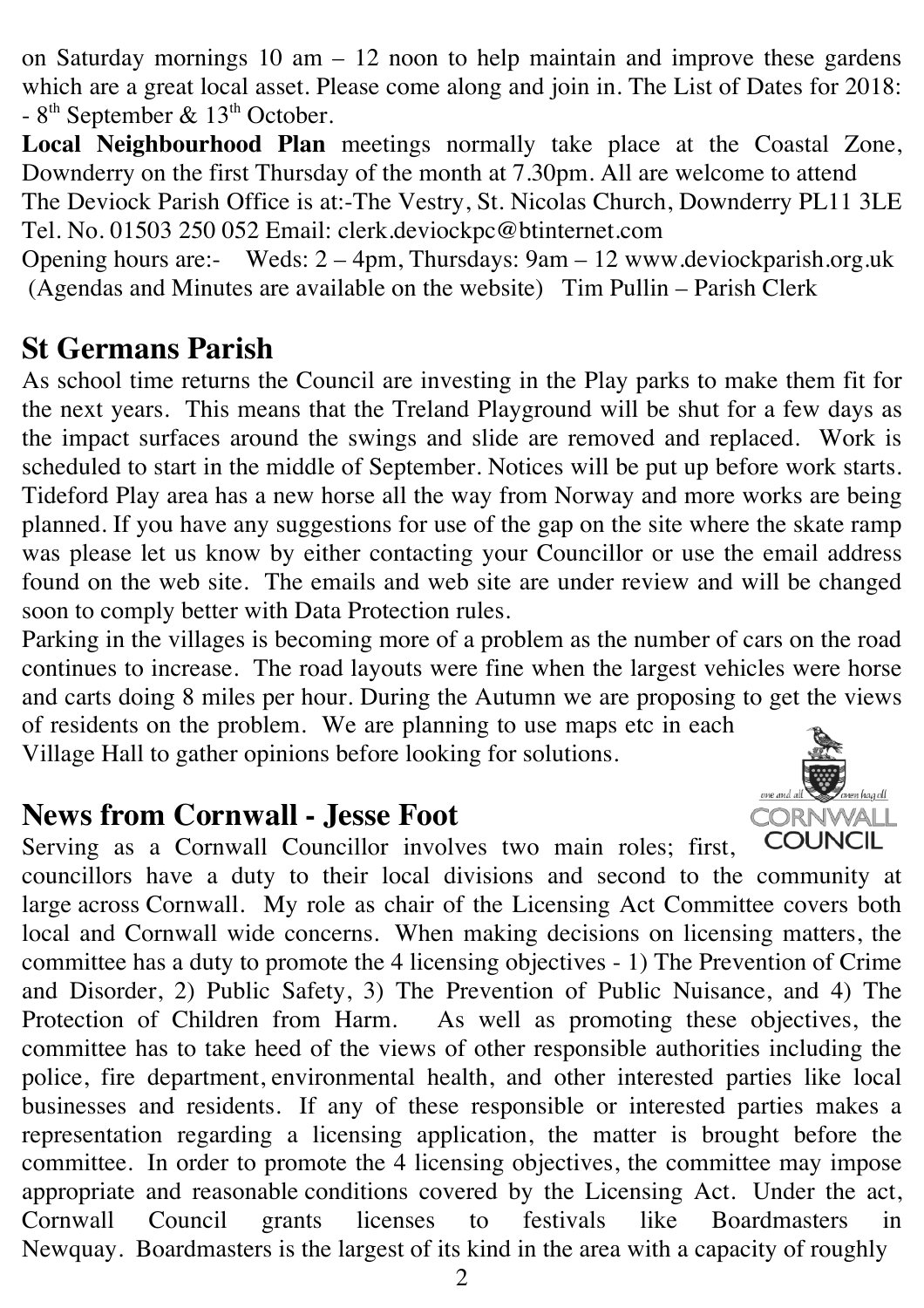on Saturday mornings 10 am – 12 noon to help maintain and improve these gardens which are a great local asset. Please come along and join in. The List of Dates for 2018: - 8th September & 13th October.

**Local Neighbourhood Plan** meetings normally take place at the Coastal Zone, Downderry on the first Thursday of the month at 7.30pm. All are welcome to attend

The Deviock Parish Office is at:-The Vestry, St. Nicolas Church, Downderry PL11 3LE Tel. No. 01503 250 052 Email: clerk.deviockpc@btinternet.com

Opening hours are:- Weds: 2 – 4pm, Thursdays: 9am – 12 www.deviockparish.org.uk (Agendas and Minutes are available on the website) Tim Pullin – Parish Clerk

## St Germans Parish

As school time returns the Council are investing in the Play parks to make them fit for the next years. This means that the Treland Playground will be shut for a few days as the impact surfaces around the swings and slide are removed and replaced. Work is scheduled to start in the middle of September. Notices will be put up before work starts. Tideford Play area has a new horse all the way from Norway and more works are being planned. If you have any suggestions for use of the gap on the site where the skate ramp was please let us know by either contacting your Councillor or use the email address found on the web site. The emails and web site are under review and will be changed soon to comply better with Data Protection rules.

Parking in the villages is becoming more of a problem as the number of cars on the road continues to increase. The road layouts were fine when the largest vehicles were horse and carts doing 8 miles per hour. During the Autumn we are proposing to get the views of residents on the problem. We are planning to use maps etc in each Village Hall to gather opinions before looking for solutions.

## News from Cornwall - Jesse Foot

Serving as a Cornwall Councillor involves two main roles; first, councillors have a duty to their local divisions and second to the community at large across Cornwall. My role as chair of the Licensing Act Committee covers both local and Cornwall wide concerns. When making decisions on licensing matters, the committee has a duty to promote the 4 licensing objectives - 1) The Prevention of Crime and Disorder, 2) Public Safety, 3) The Prevention of Public Nuisance, and 4) The Protection of Children from Harm. As well as promoting these objectives, the committee has to take heed of the views of other responsible authorities including the police, fire department, environmental health, and other interested parties like local businesses and residents. If any of these responsible or interested parties makes a representation regarding a licensing application, the matter is brought before the committee. In order to promote the 4 licensing objectives, the committee may impose appropriate and reasonable conditions covered by the Licensing Act. Under the act, Cornwall Council grants licenses to festivals like Boardmasters in Newquay. Boardmasters is the largest of its kind in the area with a capacity of roughly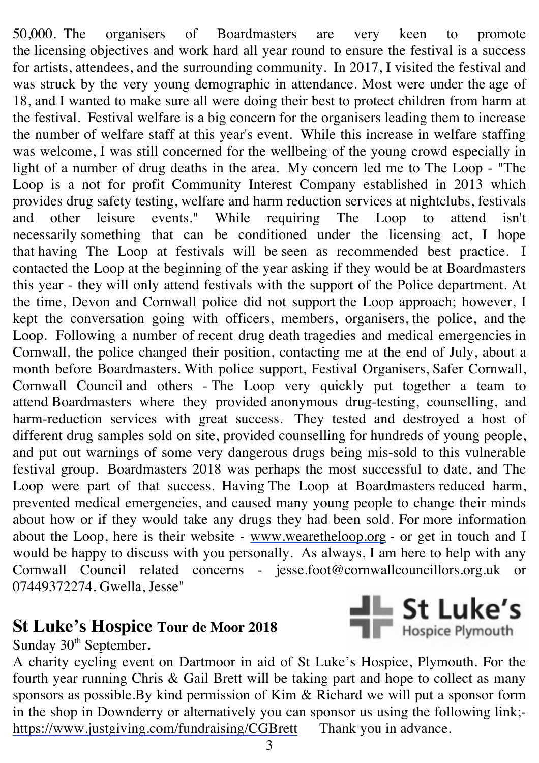50,000. The organisers of Boardmasters are very keen to promote the licensing objectives and work hard all year round to ensure the festival is a success for artists, attendees, and the surrounding community. In 2017, I visited the festival and was struck by the very young demographic in attendance. Most were under the age of 18, and I wanted to make sure all were doing their best to protect children from harm at the festival. Festival welfare is a big concern for the organisers leading them to increase the number of welfare staff at this year's event. While this increase in welfare staffing was welcome, I was still concerned for the wellbeing of the young crowd especially in light of a number of drug deaths in the area. My concern led me to The Loop - "The Loop is a not for profit Community Interest Company established in 2013 which provides drug safety testing, welfare and harm reduction services at nightclubs, festivals and other leisure events." While requiring The Loop to attend isn't necessarily something that can be conditioned under the licensing act, I hope that having The Loop at festivals will be seen as recommended best practice. I contacted the Loop at the beginning of the year asking if they would be at Boardmasters this year - they will only attend festivals with the support of the Police department. At the time, Devon and Cornwall police did not support the Loop approach; however, I kept the conversation going with officers, members, organisers, the police, and the Loop. Following a number of recent drug death tragedies and medical emergencies in Cornwall, the police changed their position, contacting me at the end of July, about a month before Boardmasters. With police support, Festival Organisers, Safer Cornwall, Cornwall Council and others - The Loop very quickly put together a team to attend Boardmasters where they provided anonymous drug-testing, counselling, and harm-reduction services with great success. They tested and destroyed a host of different drug samples sold on site, provided counselling for hundreds of young people, and put out warnings of some very dangerous drugs being mis-sold to this vulnerable festival group. Boardmasters 2018 was perhaps the most successful to date, and The Loop were part of that success. Having The Loop at Boardmasters reduced harm, prevented medical emergencies, and caused many young people to change their minds about how or if they would take any drugs they had been sold. For more information about the Loop, here is their website - www.wearetheloop.org - or get in touch and I would be happy to discuss with you personally. As always, I am here to help with any Cornwall Council related concerns - jesse.foot@cornwallcouncillors.org.uk or 07449372274. Gwella, Jesse"

## St Luke's Hospice Tour de Moor 2018

St Luke's Hospice Plymouth

Sunday 30th September.

A charity cycling event on Dartmoor in aid of St Luke's Hospice, Plymouth. For the fourth year running Chris & Gail Brett will be taking part and hope to collect as many sponsors as possible.By kind permission of Kim & Richard we will put a sponsor form in the shop in Downderry or alternatively you can sponsor us using the following link;- https://www.justgiving.com/fundraising/CGBrett Thank you in advance.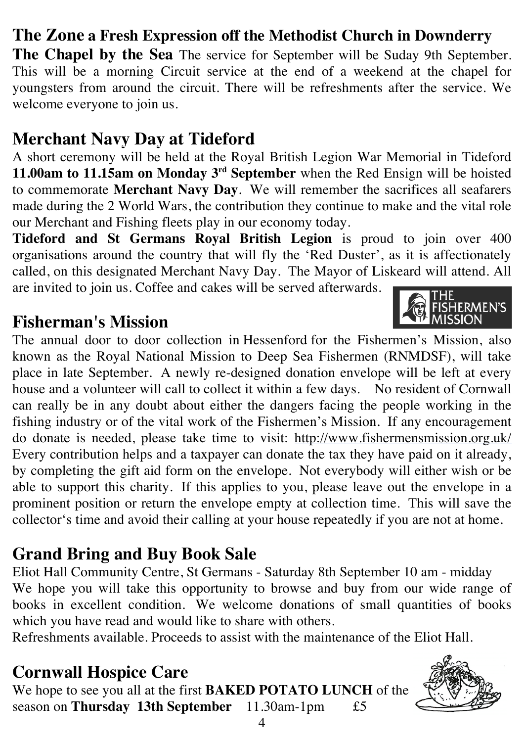## The Zone a Fresh Expression off the Methodist Church in Downderry

**The Chapel by the Sea** The service for September will be Suday 9th September. This will be a morning Circuit service at the end of a weekend at the chapel for youngsters from around the circuit. There will be refreshments after the service. We welcome everyone to join us.

## Merchant Navy Day at Tideford

A short ceremony will be held at the Royal British Legion War Memorial in Tideford **11.00am to 11.15am on Monday 3rd September** when the Red Ensign will be hoisted to commemorate **Merchant Navy Day**. We will remember the sacrifices all seafarers made during the 2 World Wars, the contribution they continue to make and the vital role our Merchant and Fishing fleets play in our economy today.

**Tideford and St Germans Royal British Legion** is proud to join over 400 organisations around the country that will fly the 'Red Duster', as it is affectionately called, on this designated Merchant Navy Day. The Mayor of Liskeard will attend. All are invited to join us. Coffee and cakes will be served afterwards.

## Fisherman's Mission

THE FISHERMEN'S MISSION

The annual door to door collection in Hessenford for the Fishermen's Mission, also known as the Royal National Mission to Deep Sea Fishermen (RNMDSF), will take place in late September. A newly re-designed donation envelope will be left at every house and a volunteer will call to collect it within a few days. No resident of Cornwall can really be in any doubt about either the dangers facing the people working in the fishing industry or of the vital work of the Fishermen's Mission. If any encouragement do donate is needed, please take time to visit: http://www.fishermensmission.org.uk/ Every contribution helps and a taxpayer can donate the tax they have paid on it already, by completing the gift aid form on the envelope. Not everybody will either wish or be able to support this charity. If this applies to you, please leave out the envelope in a prominent position or return the envelope empty at collection time. This will save the collector's time and avoid their calling at your house repeatedly if you are not at home.

## Grand Bring and Buy Book Sale

Eliot Hall Community Centre, St Germans - Saturday 8th September 10 am - midday

We hope you will take this opportunity to browse and buy from our wide range of books in excellent condition. We welcome donations of small quantities of books which you have read and would like to share with others.

Refreshments available. Proceeds to assist with the maintenance of the Eliot Hall.

## Cornwall Hospice Care

We hope to see you all at the first **BAKED POTATO LUNCH** of the season on **Thursday 13th September** 11.30am-1pm £5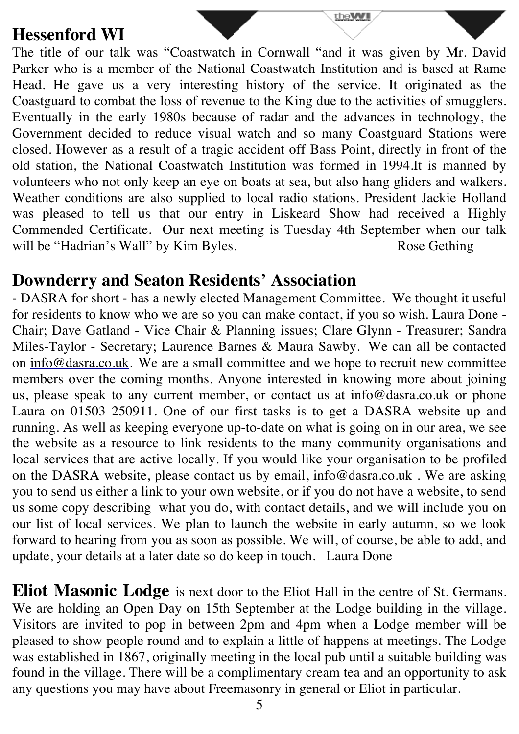## Hessenford WI

The title of our talk was “Coastwatch in Cornwall “and it was given by Mr. David Parker who is a member of the National Coastwatch Institution and is based at Rame Head. He gave us a very interesting history of the service. It originated as the Coastguard to combat the loss of revenue to the King due to the activities of smugglers. Eventually in the early 1980s because of radar and the advances in technology, the Government decided to reduce visual watch and so many Coastguard Stations were closed. However as a result of a tragic accident off Bass Point, directly in front of the old station, the National Coastwatch Institution was formed in 1994.It is manned by volunteers who not only keep an eye on boats at sea, but also hang gliders and walkers. Weather conditions are also supplied to local radio stations. President Jackie Holland was pleased to tell us that our entry in Liskeard Show had received a Highly Commended Certificate. Our next meeting is Tuesday 4th September when our talk will be “Hadrian’s Wall” by Kim Byles. Rose Gething

## Downderry and Seaton Residents’ Association

- DASRA for short - has a newly elected Management Committee. We thought it useful for residents to know who we are so you can make contact, if you so wish. Laura Done - Chair; Dave Gatland - Vice Chair & Planning issues; Clare Glynn - Treasurer; Sandra Miles-Taylor - Secretary; Laurence Barnes & Maura Sawby. We can all be contacted on info@dasra.co.uk. We are a small committee and we hope to recruit new committee members over the coming months. Anyone interested in knowing more about joining us, please speak to any current member, or contact us at info@dasra.co.uk or phone Laura on 01503 250911. One of our first tasks is to get a DASRA website up and running. As well as keeping everyone up-to-date on what is going on in our area, we see the website as a resource to link residents to the many community organisations and local services that are active locally. If you would like your organisation to be profiled on the DASRA website, please contact us by email, info@dasra.co.uk . We are asking you to send us either a link to your own website, or if you do not have a website, to send us some copy describing what you do, with contact details, and we will include you on our list of local services. We plan to launch the website in early autumn, so we look forward to hearing from you as soon as possible. We will, of course, be able to add, and update, your details at a later date so do keep in touch. Laura Done

**Eliot Masonic Lodge** is next door to the Eliot Hall in the centre of St. Germans. We are holding an Open Day on 15th September at the Lodge building in the village. Visitors are invited to pop in between 2pm and 4pm when a Lodge member will be pleased to show people round and to explain a little of happens at meetings. The Lodge was established in 1867, originally meeting in the local pub until a suitable building was found in the village. There will be a complimentary cream tea and an opportunity to ask any questions you may have about Freemasonry in general or Eliot in particular.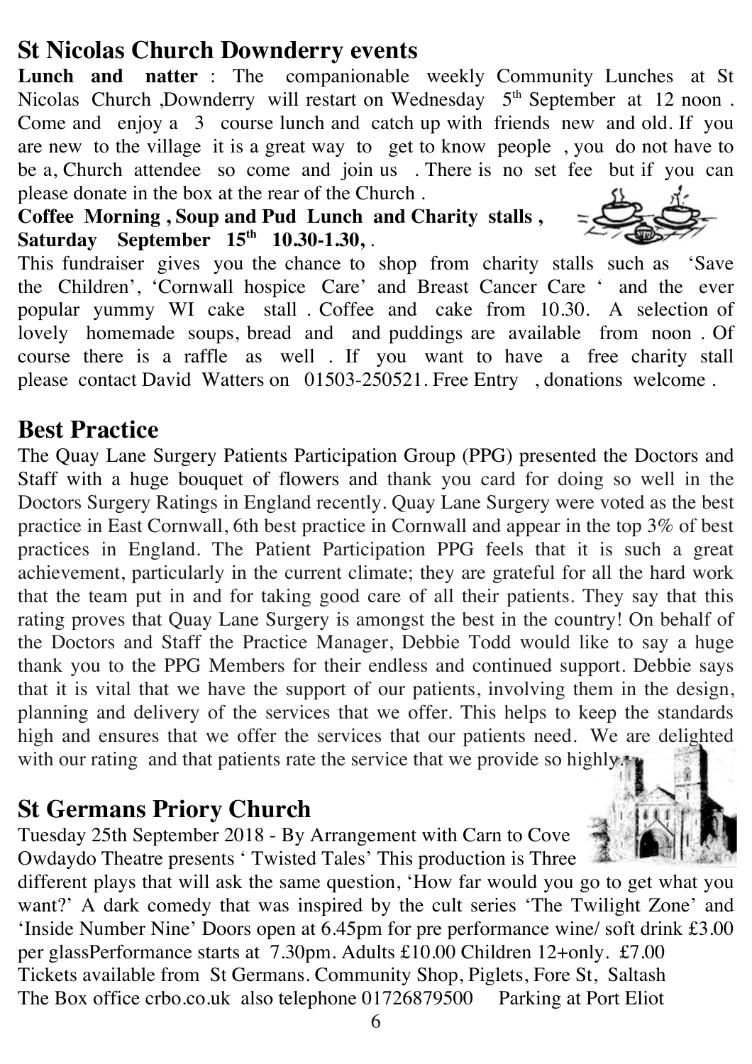## St Nicolas Church Downderry events

**Lunch and natter** : The companionable weekly Community Lunches at St Nicolas Church ,Downderry will restart on Wednesday 5th September at 12 noon . Come and enjoy a 3 course lunch and catch up with friends new and old. If you are new to the village it is a great way to get to know people , you do not have to be a, Church attendee so come and join us . There is no set fee but if you can please donate in the box at the rear of the Church .

**Coffee Morning , Soup and Pud Lunch and Charity stalls , Saturday September 15th 10.30-1.30,** .

This fundraiser gives you the chance to shop from charity stalls such as 'Save the Children', 'Cornwall hospice Care' and Breast Cancer Care ' and the ever popular yummy WI cake stall . Coffee and cake from 10.30. A selection of lovely homemade soups, bread and and puddings are available from noon . Of course there is a raffle as well . If you want to have a free charity stall please contact David Watters on 01503-250521. Free Entry , donations welcome .

## Best Practice

The Quay Lane Surgery Patients Participation Group (PPG) presented the Doctors and Staff with a huge bouquet of flowers and thank you card for doing so well in the Doctors Surgery Ratings in England recently. Quay Lane Surgery were voted as the best practice in East Cornwall, 6th best practice in Cornwall and appear in the top 3% of best practices in England. The Patient Participation PPG feels that it is such a great achievement, particularly in the current climate; they are grateful for all the hard work that the team put in and for taking good care of all their patients. They say that this rating proves that Quay Lane Surgery is amongst the best in the country! On behalf of the Doctors and Staff the Practice Manager, Debbie Todd would like to say a huge thank you to the PPG Members for their endless and continued support. Debbie says that it is vital that we have the support of our patients, involving them in the design, planning and delivery of the services that we offer. This helps to keep the standards high and ensures that we offer the services that our patients need. We are delighted with our rating and that patients rate the service that we provide so highly.

## St Germans Priory Church

Tuesday 25th September 2018 - By Arrangement with Carn to Cove Owdaydo Theatre presents ' Twisted Tales' This production is Three different plays that will ask the same question, 'How far would you go to get what you want?' A dark comedy that was inspired by the cult series 'The Twilight Zone' and 'Inside Number Nine' Doors open at 6.45pm for pre performance wine/ soft drink £3.00 per glassPerformance starts at 7.30pm. Adults £10.00 Children 12+only. £7.00

Tickets available from St Germans. Community Shop, Piglets, Fore St, Saltash

The Box office crbo.co.uk also telephone 01726879500 Parking at Port Eliot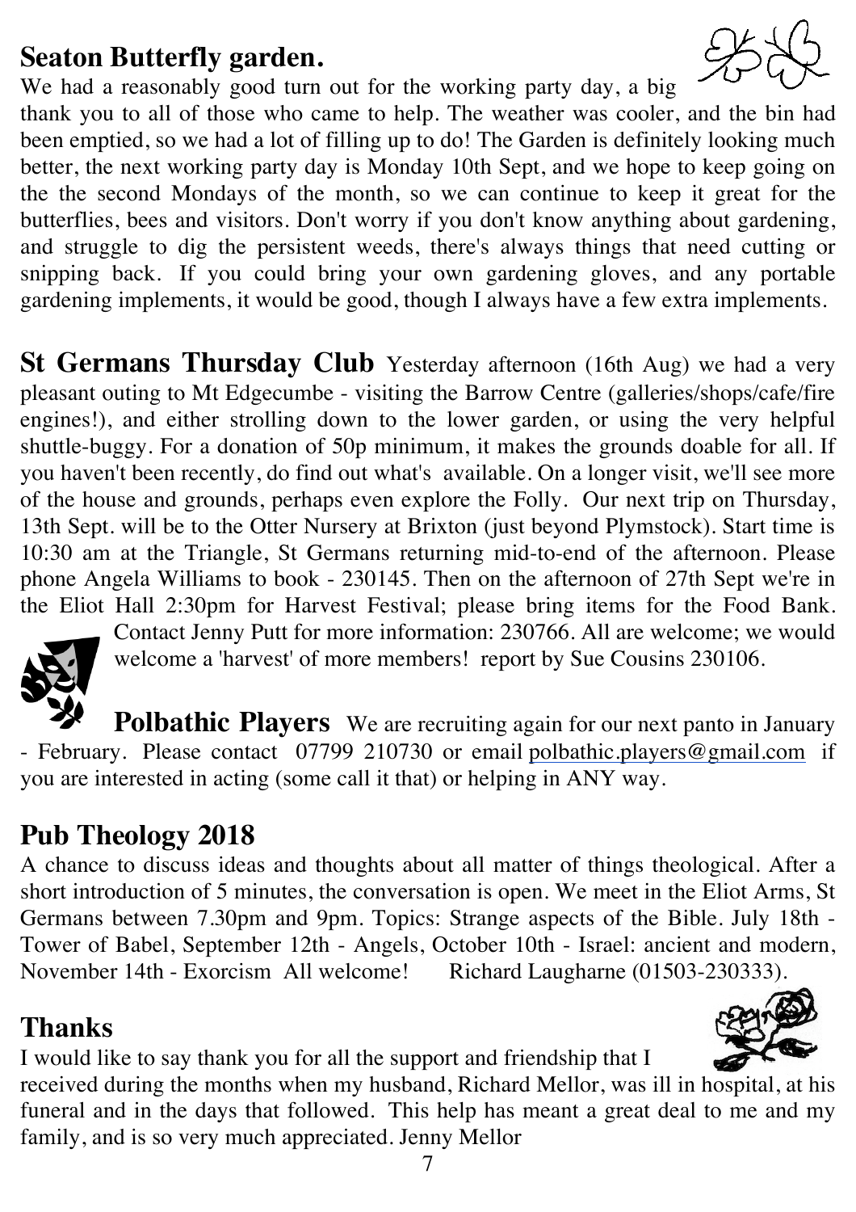## Seaton Butterfly garden.

We had a reasonably good turn out for the working party day, a big thank you to all of those who came to help. The weather was cooler, and the bin had been emptied, so we had a lot of filling up to do! The Garden is definitely looking much better, the next working party day is Monday 10th Sept, and we hope to keep going on the the second Mondays of the month, so we can continue to keep it great for the butterflies, bees and visitors. Don't worry if you don't know anything about gardening, and struggle to dig the persistent weeds, there's always things that need cutting or snipping back. If you could bring your own gardening gloves, and any portable gardening implements, it would be good, though I always have a few extra implements.

**St Germans Thursday Club** Yesterday afternoon (16th Aug) we had a very pleasant outing to Mt Edgecumbe - visiting the Barrow Centre (galleries/shops/cafe/fire engines!), and either strolling down to the lower garden, or using the very helpful shuttle-buggy. For a donation of 50p minimum, it makes the grounds doable for all. If you haven't been recently, do find out what's available. On a longer visit, we'll see more of the house and grounds, perhaps even explore the Folly. Our next trip on Thursday, 13th Sept. will be to the Otter Nursery at Brixton (just beyond Plymstock). Start time is 10:30 am at the Triangle, St Germans returning mid-to-end of the afternoon. Please phone Angela Williams to book - 230145. Then on the afternoon of 27th Sept we're in the Eliot Hall 2:30pm for Harvest Festival; please bring items for the Food Bank. Contact Jenny Putt for more information: 230766. All are welcome; we would welcome a 'harvest' of more members! report by Sue Cousins 230106.

**Polbathic Players** We are recruiting again for our next panto in January - February. Please contact 07799 210730 or email polbathic.players@gmail.com if you are interested in acting (some call it that) or helping in ANY way.

## Pub Theology 2018

A chance to discuss ideas and thoughts about all matter of things theological. After a short introduction of 5 minutes, the conversation is open. We meet in the Eliot Arms, St Germans between 7.30pm and 9pm. Topics: Strange aspects of the Bible. July 18th - Tower of Babel, September 12th - Angels, October 10th - Israel: ancient and modern, November 14th - Exorcism All welcome! Richard Laugharne (01503-230333).

## Thanks

I would like to say thank you for all the support and friendship that I received during the months when my husband, Richard Mellor, was ill in hospital, at his funeral and in the days that followed. This help has meant a great deal to me and my family, and is so very much appreciated. Jenny Mellor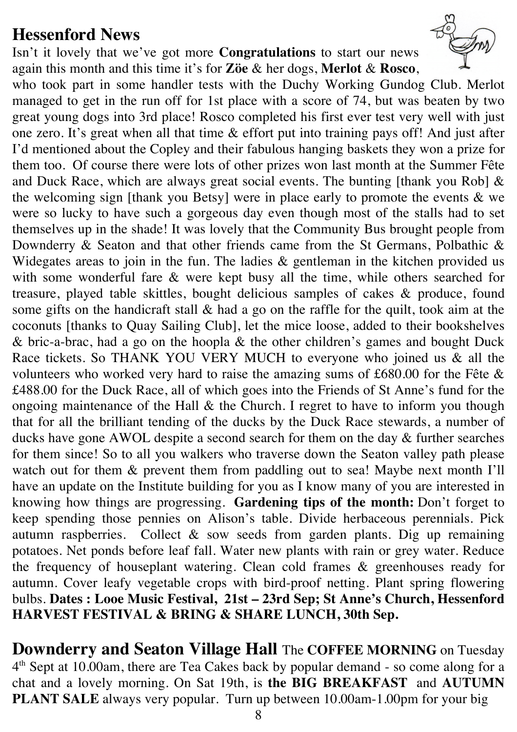## Hessenford News

Isn't it lovely that we've got more **Congratulations** to start our news again this month and this time it's for **Zöe** & her dogs, **Merlot** & **Rosco**, who took part in some handler tests with the Duchy Working Gundog Club. Merlot managed to get in the run off for 1st place with a score of 74, but was beaten by two great young dogs into 3rd place! Rosco completed his first ever test very well with just one zero. It's great when all that time & effort put into training pays off! And just after I'd mentioned about the Copley and their fabulous hanging baskets they won a prize for them too. Of course there were lots of other prizes won last month at the Summer Fête and Duck Race, which are always great social events. The bunting [thank you Rob] & the welcoming sign [thank you Betsy] were in place early to promote the events & we were so lucky to have such a gorgeous day even though most of the stalls had to set themselves up in the shade! It was lovely that the Community Bus brought people from Downderry & Seaton and that other friends came from the St Germans, Polbathic & Widegates areas to join in the fun. The ladies & gentleman in the kitchen provided us with some wonderful fare & were kept busy all the time, while others searched for treasure, played table skittles, bought delicious samples of cakes & produce, found some gifts on the handicraft stall & had a go on the raffle for the quilt, took aim at the coconuts [thanks to Quay Sailing Club], let the mice loose, added to their bookshelves & bric-a-brac, had a go on the hoopla & the other children's games and bought Duck Race tickets. So THANK YOU VERY MUCH to everyone who joined us & all the volunteers who worked very hard to raise the amazing sums of £680.00 for the Fête & £488.00 for the Duck Race, all of which goes into the Friends of St Anne's fund for the ongoing maintenance of the Hall & the Church. I regret to have to inform you though that for all the brilliant tending of the ducks by the Duck Race stewards, a number of ducks have gone AWOL despite a second search for them on the day & further searches for them since! So to all you walkers who traverse down the Seaton valley path please watch out for them & prevent them from paddling out to sea! Maybe next month I'll have an update on the Institute building for you as I know many of you are interested in knowing how things are progressing. **Gardening tips of the month:** Don't forget to keep spending those pennies on Alison's table. Divide herbaceous perennials. Pick autumn raspberries. Collect & sow seeds from garden plants. Dig up remaining potatoes. Net ponds before leaf fall. Water new plants with rain or grey water. Reduce the frequency of houseplant watering. Clean cold frames & greenhouses ready for autumn. Cover leafy vegetable crops with bird-proof netting. Plant spring flowering bulbs. **Dates : Looe Music Festival, 21st – 23rd Sep; St Anne's Church, Hessenford HARVEST FESTIVAL & BRING & SHARE LUNCH, 30th Sep.**

**Downderry and Seaton Village Hall** The **COFFEE MORNING** on Tuesday 4th Sept at 10.00am, there are Tea Cakes back by popular demand - so come along for a chat and a lovely morning. On Sat 19th, is **the BIG BREAKFAST** and **AUTUMN PLANT SALE** always very popular. Turn up between 10.00am-1.00pm for your big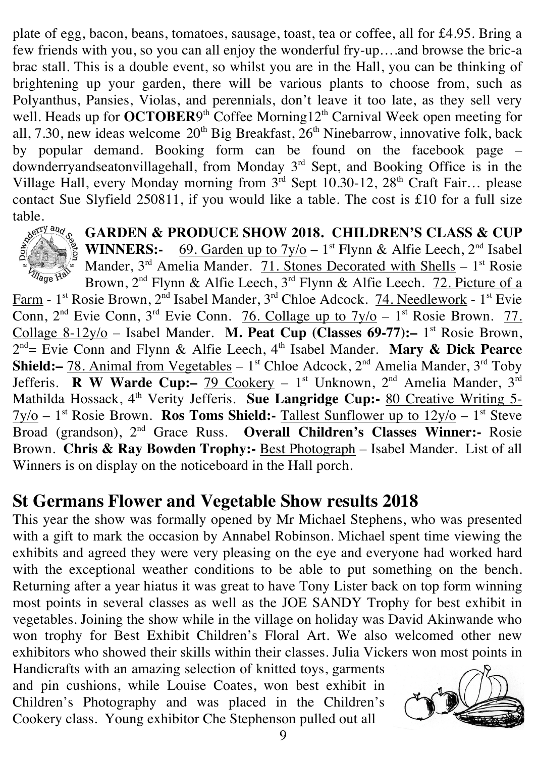plate of egg, bacon, beans, tomatoes, sausage, toast, tea or coffee, all for £4.95. Bring a few friends with you, so you can all enjoy the wonderful fry-up….and browse the bric-a brac stall. This is a double event, so whilst you are in the Hall, you can be thinking of brightening up your garden, there will be various plants to choose from, such as Polyanthus, Pansies, Violas, and perennials, don't leave it too late, as they sell very well. Heads up for **OCTOBER**9th Coffee Morning12th Carnival Week open meeting for all, 7.30, new ideas welcome 20th Big Breakfast, 26th Ninebarrow, innovative folk, back by popular demand. Booking form can be found on the facebook page – downderryandseatonvillagehall, from Monday 3rd Sept, and Booking Office is in the Village Hall, every Monday morning from 3rd Sept 10.30-12, 28th Craft Fair… please contact Sue Slyfield 250811, if you would like a table. The cost is £10 for a full size table.

**GARDEN & PRODUCE SHOW 2018. CHILDREN'S CLASS & CUP WINNERS:-** 69. Garden up to 7y/o – 1st Flynn & Alfie Leech, 2nd Isabel Mander, 3rd Amelia Mander. 71. Stones Decorated with Shells – 1st Rosie Brown, 2nd Flynn & Alfie Leech, 3rd Flynn & Alfie Leech. 72. Picture of a Farm - 1st Rosie Brown, 2nd Isabel Mander, 3rd Chloe Adcock. 74. Needlework - 1st Evie Conn, 2nd Evie Conn, 3rd Evie Conn. 76. Collage up to 7y/o – 1st Rosie Brown. 77. Collage 8-12y/o – Isabel Mander. **M. Peat Cup (Classes 69-77):–** 1st Rosie Brown, 2nd= Evie Conn and Flynn & Alfie Leech, 4th Isabel Mander. **Mary & Dick Pearce Shield:–** 78. Animal from Vegetables – 1st Chloe Adcock, 2nd Amelia Mander, 3rd Toby Jefferis. **R W Warde Cup:–** 79 Cookery – 1st Unknown, 2nd Amelia Mander, 3rd Mathilda Hossack, 4th Verity Jefferis. **Sue Langridge Cup:-** 80 Creative Writing 5-7y/o – 1st Rosie Brown. **Ros Toms Shield:-** Tallest Sunflower up to 12y/o – 1st Steve Broad (grandson), 2nd Grace Russ. **Overall Children's Classes Winner:-** Rosie Brown. **Chris & Ray Bowden Trophy:-** Best Photograph – Isabel Mander. List of all Winners is on display on the noticeboard in the Hall porch.

## St Germans Flower and Vegetable Show results 2018

This year the show was formally opened by Mr Michael Stephens, who was presented with a gift to mark the occasion by Annabel Robinson. Michael spent time viewing the exhibits and agreed they were very pleasing on the eye and everyone had worked hard with the exceptional weather conditions to be able to put something on the bench. Returning after a year hiatus it was great to have Tony Lister back on top form winning most points in several classes as well as the JOE SANDY Trophy for best exhibit in vegetables. Joining the show while in the village on holiday was David Akinwande who won trophy for Best Exhibit Children's Floral Art. We also welcomed other new exhibitors who showed their skills within their classes. Julia Vickers won most points in Handicrafts with an amazing selection of knitted toys, garments and pin cushions, while Louise Coates, won best exhibit in Children's Photography and was placed in the Children's Cookery class. Young exhibitor Che Stephenson pulled out all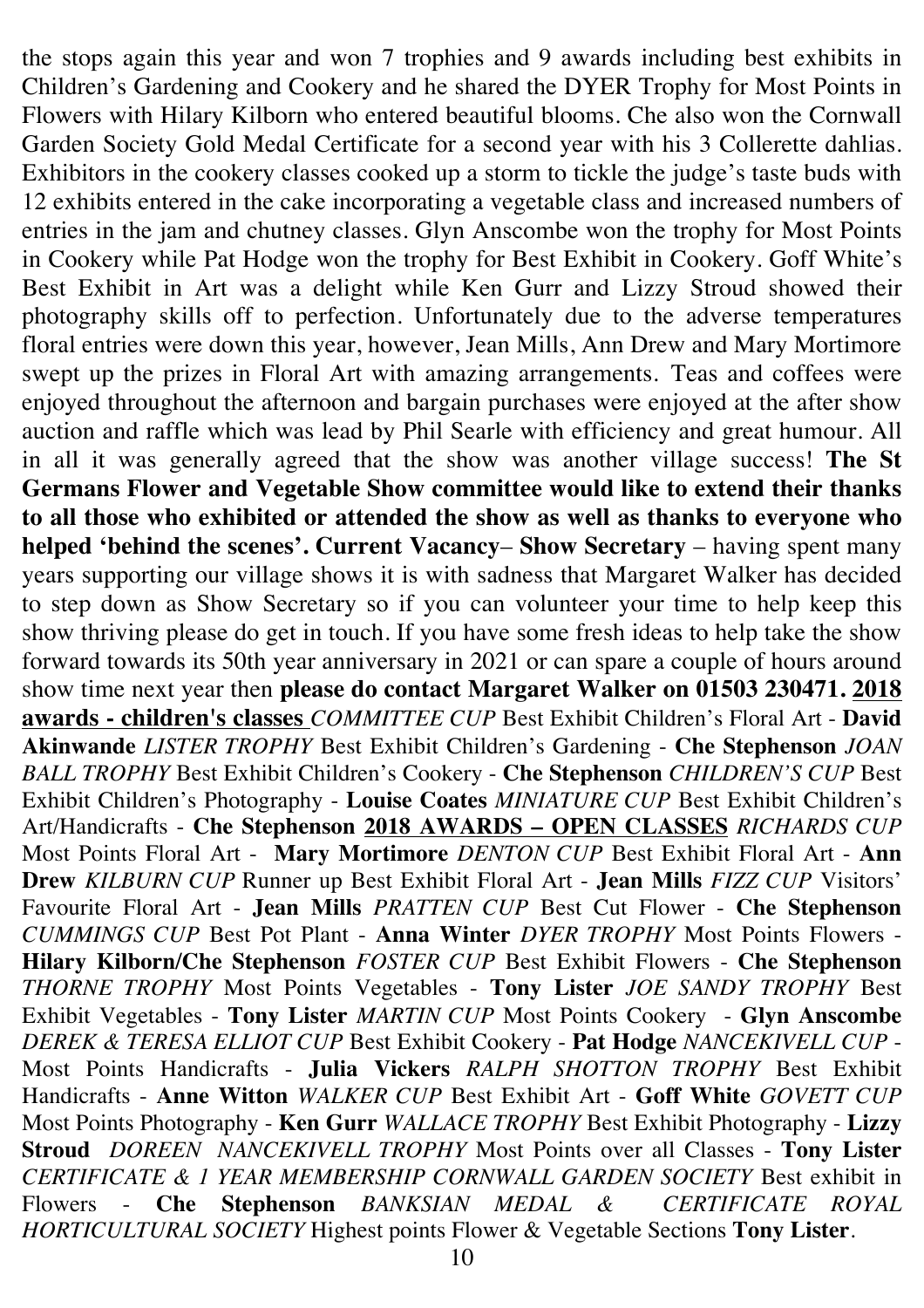the stops again this year and won 7 trophies and 9 awards including best exhibits in Children's Gardening and Cookery and he shared the DYER Trophy for Most Points in Flowers with Hilary Kilborn who entered beautiful blooms. Che also won the Cornwall Garden Society Gold Medal Certificate for a second year with his 3 Collerette dahlias. Exhibitors in the cookery classes cooked up a storm to tickle the judge's taste buds with 12 exhibits entered in the cake incorporating a vegetable class and increased numbers of entries in the jam and chutney classes. Glyn Anscombe won the trophy for Most Points in Cookery while Pat Hodge won the trophy for Best Exhibit in Cookery. Goff White's Best Exhibit in Art was a delight while Ken Gurr and Lizzy Stroud showed their photography skills off to perfection. Unfortunately due to the adverse temperatures floral entries were down this year, however, Jean Mills, Ann Drew and Mary Mortimore swept up the prizes in Floral Art with amazing arrangements. Teas and coffees were enjoyed throughout the afternoon and bargain purchases were enjoyed at the after show auction and raffle which was lead by Phil Searle with efficiency and great humour. All in all it was generally agreed that the show was another village success! **The St Germans Flower and Vegetable Show committee would like to extend their thanks to all those who exhibited or attended the show as well as thanks to everyone who helped 'behind the scenes'. Current Vacancy– Show Secretary** – having spent many years supporting our village shows it is with sadness that Margaret Walker has decided to step down as Show Secretary so if you can volunteer your time to help keep this show thriving please do get in touch. If you have some fresh ideas to help take the show forward towards its 50th year anniversary in 2021 or can spare a couple of hours around show time next year then **please do contact Margaret Walker on 01503 230471.** **2018 awards - children's classes** *COMMITTEE CUP* Best Exhibit Children's Floral Art - **David Akinwande** *LISTER TROPHY* Best Exhibit Children's Gardening - **Che Stephenson** *JOAN BALL TROPHY* Best Exhibit Children's Cookery - **Che Stephenson** *CHILDREN'S CUP* Best Exhibit Children's Photography - **Louise Coates** *MINIATURE CUP* Best Exhibit Children's Art/Handicrafts - **Che Stephenson** **2018 AWARDS – OPEN CLASSES** *RICHARDS CUP* Most Points Floral Art - **Mary Mortimore** *DENTON CUP* Best Exhibit Floral Art - **Ann Drew** *KILBURN CUP* Runner up Best Exhibit Floral Art - **Jean Mills** *FIZZ CUP* Visitors' Favourite Floral Art - **Jean Mills** *PRATTEN CUP* Best Cut Flower - **Che Stephenson** *CUMMINGS CUP* Best Pot Plant - **Anna Winter** *DYER TROPHY* Most Points Flowers - **Hilary Kilborn/Che Stephenson** *FOSTER CUP* Best Exhibit Flowers - **Che Stephenson** *THORNE TROPHY* Most Points Vegetables - **Tony Lister** *JOE SANDY TROPHY* Best Exhibit Vegetables - **Tony Lister** *MARTIN CUP* Most Points Cookery - **Glyn Anscombe** *DEREK & TERESA ELLIOT CUP* Best Exhibit Cookery - **Pat Hodge** *NANCEKIVELL CUP* - Most Points Handicrafts - **Julia Vickers** *RALPH SHOTTON TROPHY* Best Exhibit Handicrafts - **Anne Witton** *WALKER CUP* Best Exhibit Art - **Goff White** *GOVETT CUP* Most Points Photography - **Ken Gurr** *WALLACE TROPHY* Best Exhibit Photography - **Lizzy Stroud** *DOREEN NANCEKIVELL TROPHY* Most Points over all Classes - **Tony Lister** *CERTIFICATE & 1 YEAR MEMBERSHIP CORNWALL GARDEN SOCIETY* Best exhibit in Flowers - **Che Stephenson** *BANKSIAN MEDAL & CERTIFICATE ROYAL HORTICULTURAL SOCIETY* Highest points Flower & Vegetable Sections **Tony Lister**.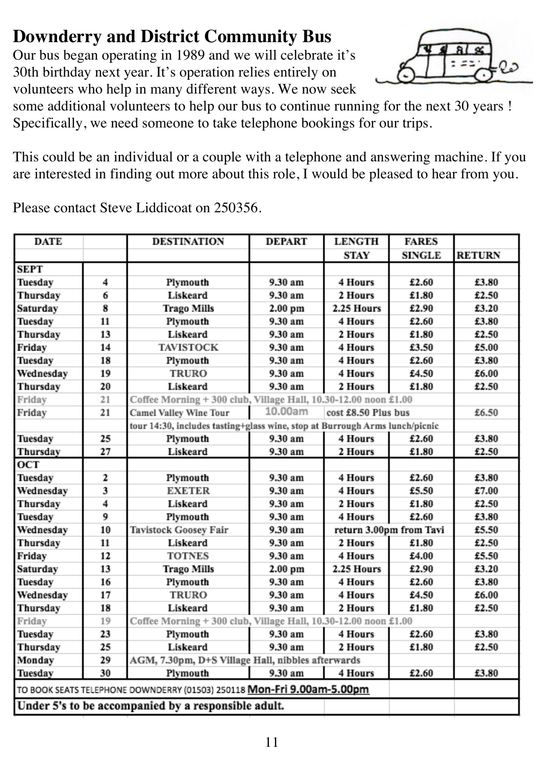## Downderry and District Community Bus

Our bus began operating in 1989 and we will celebrate it's 30th birthday next year. It's operation relies entirely on volunteers who help in many different ways. We now seek some additional volunteers to help our bus to continue running for the next 30 years ! Specifically, we need someone to take telephone bookings for our trips.

This could be an individual or a couple with a telephone and answering machine. If you are interested in finding out more about this role, I would be pleased to hear from you.

Please contact Steve Liddicoat on 250356.

| DATE | | DESTINATION | DEPART | LENGTH | FARES | |
|---|---|---|---|---|---|---|
| | | | | STAY | SINGLE | RETURN |
| **SEPT** | | | | | | |
| Tuesday | 4 | Plymouth | 9.30 am | 4 Hours | £2.60 | £3.80 |
| Thursday | 6 | Liskeard | 9.30 am | 2 Hours | £1.80 | £2.50 |
| Saturday | 8 | Trago Mills | 2.00 pm | 2.25 Hours | £2.90 | £3.20 |
| Tuesday | 11 | Plymouth | 9.30 am | 4 Hours | £2.60 | £3.80 |
| Thursday | 13 | Liskeard | 9.30 am | 2 Hours | £1.80 | £2.50 |
| Friday | 14 | TAVISTOCK | 9.30 am | 4 Hours | £3.50 | £5.00 |
| Tuesday | 18 | Plymouth | 9.30 am | 4 Hours | £2.60 | £3.80 |
| Wednesday | 19 | TRURO | 9.30 am | 4 Hours | £4.50 | £6.00 |
| Thursday | 20 | Liskeard | 9.30 am | 2 Hours | £1.80 | £2.50 |
| Friday | 21 | Coffee Morning + 300 club, Village Hall, 10.30-12.00 noon £1.00 | | | | |
| Friday | 21 | Camel Valley Wine Tour | 10.00am | cost £8.50 Plus bus | | £6.50 |
| | | tour 14:30, includes tasting+glass wine, stop at Burrough Arms lunch/picnic | | | | |
| Tuesday | 25 | Plymouth | 9.30 am | 4 Hours | £2.60 | £3.80 |
| Thursday | 27 | Liskeard | 9.30 am | 2 Hours | £1.80 | £2.50 |
| **OCT** | | | | | | |
| Tuesday | 2 | Plymouth | 9.30 am | 4 Hours | £2.60 | £3.80 |
| Wednesday | 3 | EXETER | 9.30 am | 4 Hours | £5.50 | £7.00 |
| Thursday | 4 | Liskeard | 9.30 am | 2 Hours | £1.80 | £2.50 |
| Tuesday | 9 | Plymouth | 9.30 am | 4 Hours | £2.60 | £3.80 |
| Wednesday | 10 | Tavistock Goosey Fair | 9.30 am | return 3.00pm from Tavi | | £5.50 |
| Thursday | 11 | Liskeard | 9.30 am | 2 Hours | £1.80 | £2.50 |
| Friday | 12 | TOTNES | 9.30 am | 4 Hours | £4.00 | £5.50 |
| Saturday | 13 | Trago Mills | 2.00 pm | 2.25 Hours | £2.90 | £3.20 |
| Tuesday | 16 | Plymouth | 9.30 am | 4 Hours | £2.60 | £3.80 |
| Wednesday | 17 | TRURO | 9.30 am | 4 Hours | £4.50 | £6.00 |
| Thursday | 18 | Liskeard | 9.30 am | 2 Hours | £1.80 | £2.50 |
| Friday | 19 | Coffee Morning + 300 club, Village Hall, 10.30-12.00 noon £1.00 | | | | |
| Tuesday | 23 | Plymouth | 9.30 am | 4 Hours | £2.60 | £3.80 |
| Thursday | 25 | Liskeard | 9.30 am | 2 Hours | £1.80 | £2.50 |
| Monday | 29 | AGM, 7.30pm, D+S Village Hall, nibbles afterwards | | | | |
| Tuesday | 30 | Plymouth | 9.30 am | 4 Hours | £2.60 | £3.80 |
| TO BOOK SEATS TELEPHONE DOWNDERRY (01503) 250118 **Mon-Fri 9.00am-5.00pm** | | | | | | |
| **Under 5's to be accompanied by a responsible adult.** | | | | | | |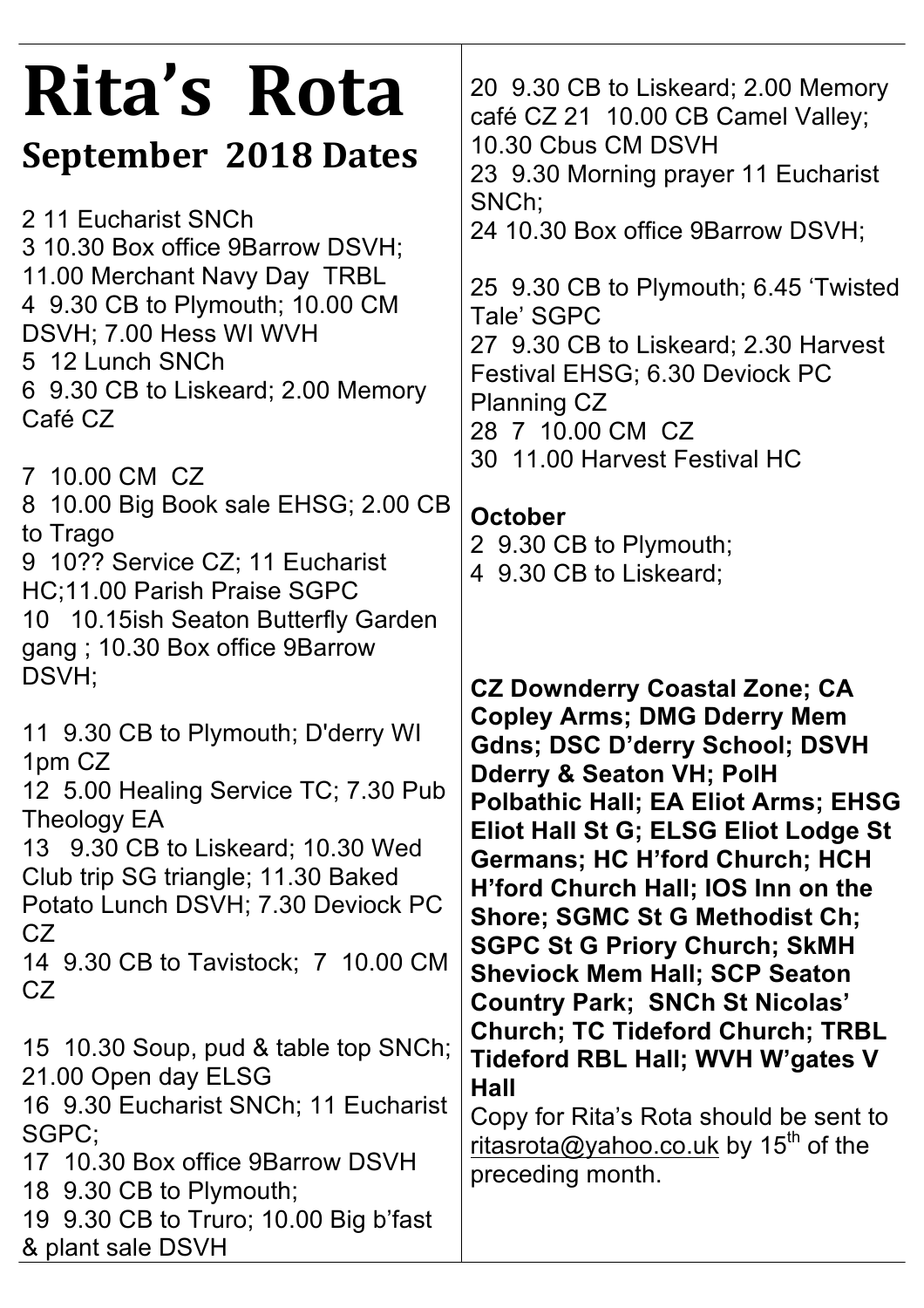# Rita's Rota

## September 2018 Dates

2 11 Eucharist SNCh
3 10.30 Box office 9Barrow DSVH; 11.00 Merchant Navy Day TRBL
4 9.30 CB to Plymouth; 10.00 CM DSVH; 7.00 Hess WI WVH
5 12 Lunch SNCh
6 9.30 CB to Liskeard; 2.00 Memory Café CZ

7 10.00 CM CZ
8 10.00 Big Book sale EHSG; 2.00 CB to Trago
9 10?? Service CZ; 11 Eucharist HC;11.00 Parish Praise SGPC
10 10.15ish Seaton Butterfly Garden gang ; 10.30 Box office 9Barrow DSVH;

11 9.30 CB to Plymouth; D'derry WI 1pm CZ
12 5.00 Healing Service TC; 7.30 Pub Theology EA
13 9.30 CB to Liskeard; 10.30 Wed Club trip SG triangle; 11.30 Baked Potato Lunch DSVH; 7.30 Deviock PC CZ
14 9.30 CB to Tavistock; 7 10.00 CM CZ

15 10.30 Soup, pud & table top SNCh; 21.00 Open day ELSG
16 9.30 Eucharist SNCh; 11 Eucharist SGPC;
17 10.30 Box office 9Barrow DSVH
18 9.30 CB to Plymouth;
19 9.30 CB to Truro; 10.00 Big b'fast & plant sale DSVH
20 9.30 CB to Liskeard; 2.00 Memory café CZ 21 10.00 CB Camel Valley; 10.30 Cbus CM DSVH
23 9.30 Morning prayer 11 Eucharist SNCh;
24 10.30 Box office 9Barrow DSVH;

25 9.30 CB to Plymouth; 6.45 'Twisted Tale' SGPC
27 9.30 CB to Liskeard; 2.30 Harvest Festival EHSG; 6.30 Deviock PC Planning CZ
28 7 10.00 CM CZ
30 11.00 Harvest Festival HC

**October**
2 9.30 CB to Plymouth;
4 9.30 CB to Liskeard;

**CZ Downderry Coastal Zone; CA Copley Arms; DMG Dderry Mem Gdns; DSC D'derry School; DSVH Dderry & Seaton VH; PolH Polbathic Hall; EA Eliot Arms; EHSG Eliot Hall St G; ELSG Eliot Lodge St Germans; HC H'ford Church; HCH H'ford Church Hall; IOS Inn on the Shore; SGMC St G Methodist Ch; SGPC St G Priory Church; SkMH Sheviock Mem Hall; SCP Seaton Country Park; SNCh St Nicolas' Church; TC Tideford Church; TRBL Tideford RBL Hall; WVH W'gates V Hall**

Copy for Rita's Rota should be sent to ritasrota@yahoo.co.uk by 15th of the preceding month.